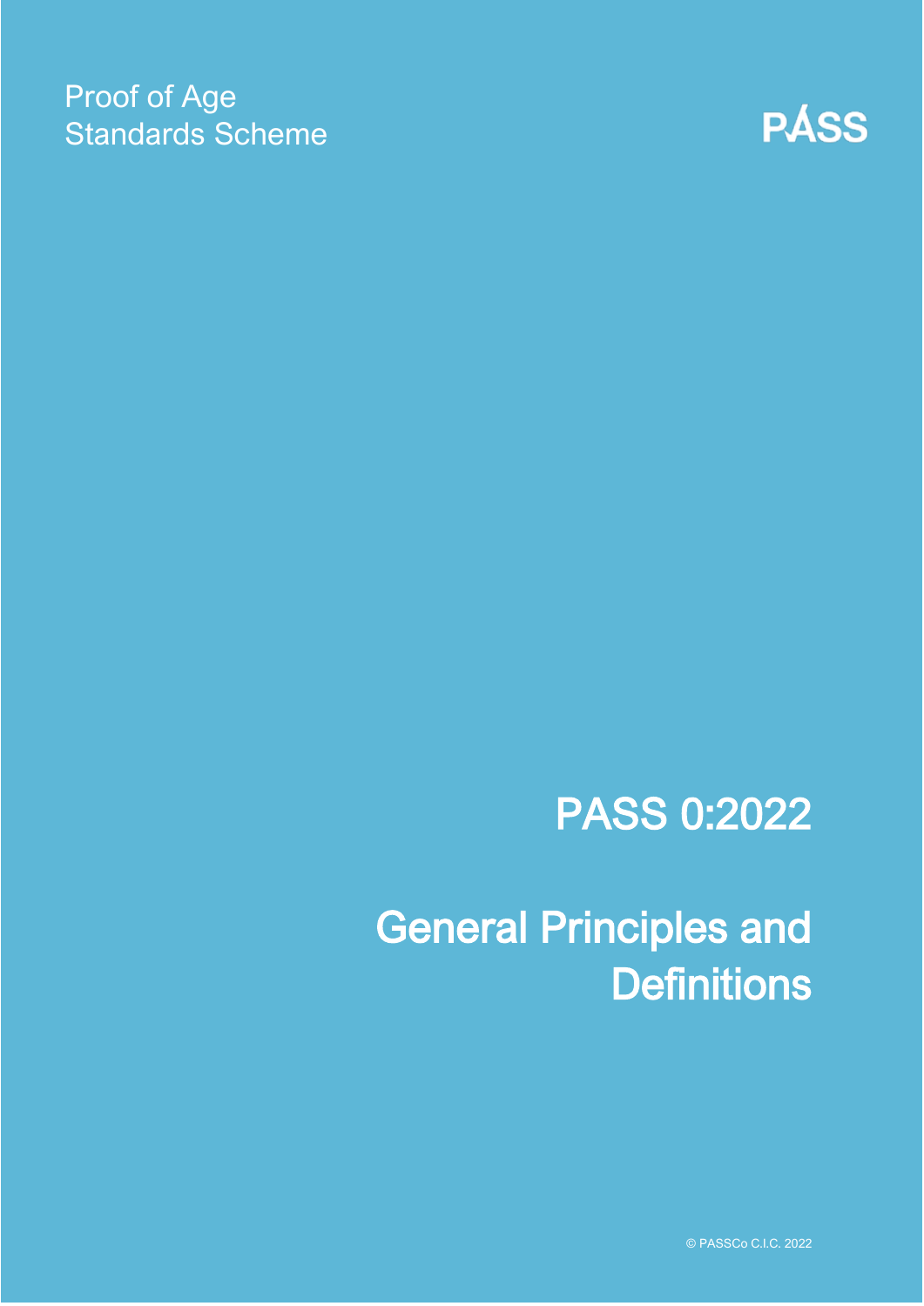Proof of Age
Standards Scheme

PÁSS

# PASS 0:2022

# General Principles and Definitions

© PASSCo C.I.C. 2022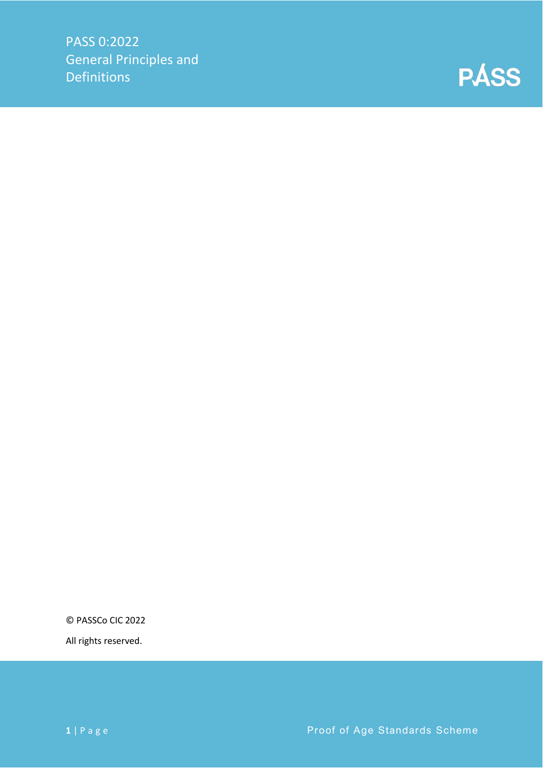PASS 0:2022
General Principles and Definitions

© PASSCo CIC 2022

All rights reserved.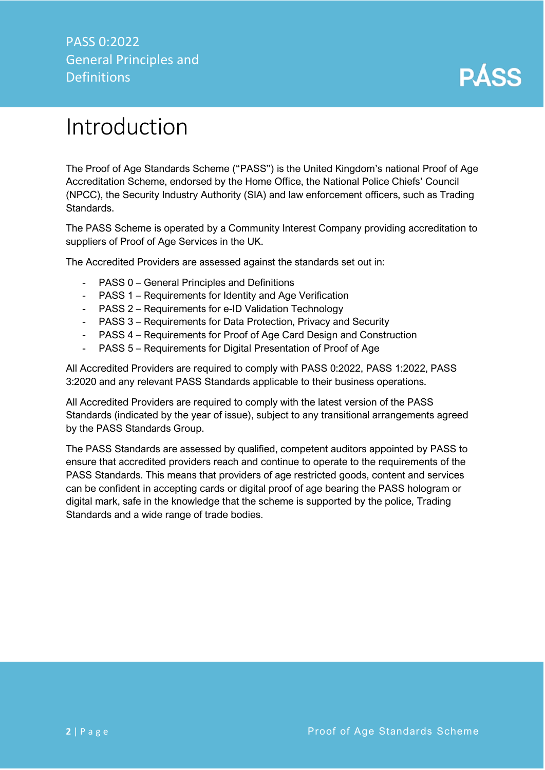# Introduction

The Proof of Age Standards Scheme ("PASS") is the United Kingdom's national Proof of Age Accreditation Scheme, endorsed by the Home Office, the National Police Chiefs' Council (NPCC), the Security Industry Authority (SIA) and law enforcement officers, such as Trading Standards.

The PASS Scheme is operated by a Community Interest Company providing accreditation to suppliers of Proof of Age Services in the UK.

The Accredited Providers are assessed against the standards set out in:

- PASS 0 – General Principles and Definitions
- PASS 1 – Requirements for Identity and Age Verification
- PASS 2 – Requirements for e-ID Validation Technology
- PASS 3 – Requirements for Data Protection, Privacy and Security
- PASS 4 – Requirements for Proof of Age Card Design and Construction
- PASS 5 – Requirements for Digital Presentation of Proof of Age

All Accredited Providers are required to comply with PASS 0:2022, PASS 1:2022, PASS 3:2020 and any relevant PASS Standards applicable to their business operations.

All Accredited Providers are required to comply with the latest version of the PASS Standards (indicated by the year of issue), subject to any transitional arrangements agreed by the PASS Standards Group.

The PASS Standards are assessed by qualified, competent auditors appointed by PASS to ensure that accredited providers reach and continue to operate to the requirements of the PASS Standards. This means that providers of age restricted goods, content and services can be confident in accepting cards or digital proof of age bearing the PASS hologram or digital mark, safe in the knowledge that the scheme is supported by the police, Trading Standards and a wide range of trade bodies.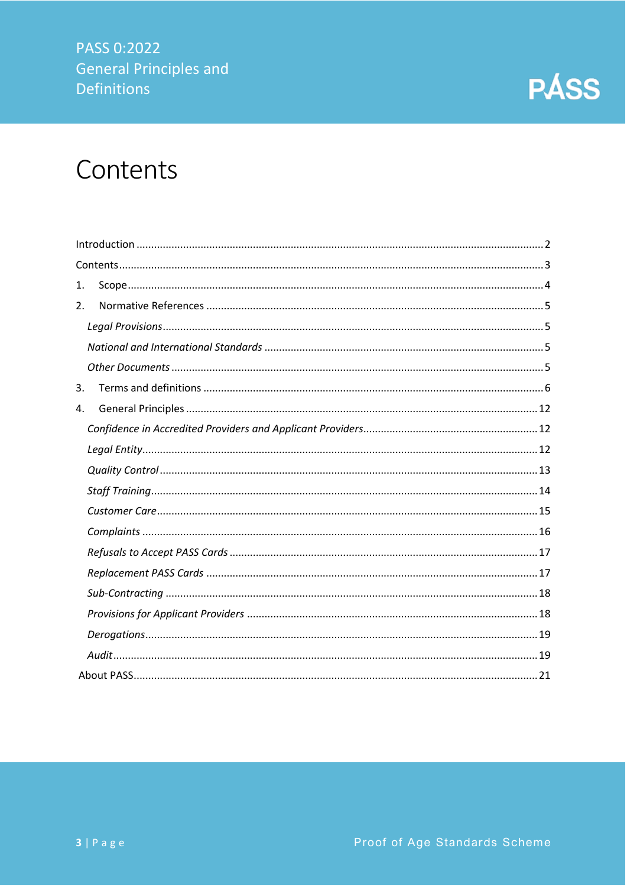# Contents

Introduction ........................................................................................................................................ 2

Contents ............................................................................................................................................. 3

1. Scope ............................................................................................................................................ 4

2. Normative References ................................................................................................................. 5

*Legal Provisions* .................................................................................................................................. 5

*National and International Standards* ............................................................................................... 5

*Other Documents* ................................................................................................................................ 5

3. Terms and definitions .................................................................................................................. 6

4. General Principles ....................................................................................................................... 12

*Confidence in Accredited Providers and Applicant Providers* .......................................................... 12

*Legal Entity* ....................................................................................................................................... 12

*Quality Control* .................................................................................................................................. 13

*Staff Training* ..................................................................................................................................... 14

*Customer Care* .................................................................................................................................. 15

*Complaints* ........................................................................................................................................ 16

*Refusals to Accept PASS Cards* ......................................................................................................... 17

*Replacement PASS Cards* .................................................................................................................. 17

*Sub-Contracting* ................................................................................................................................ 18

*Provisions for Applicant Providers* .................................................................................................... 18

*Derogations* ...................................................................................................................................... 19

*Audit* ................................................................................................................................................. 19

About PASS ........................................................................................................................................ 21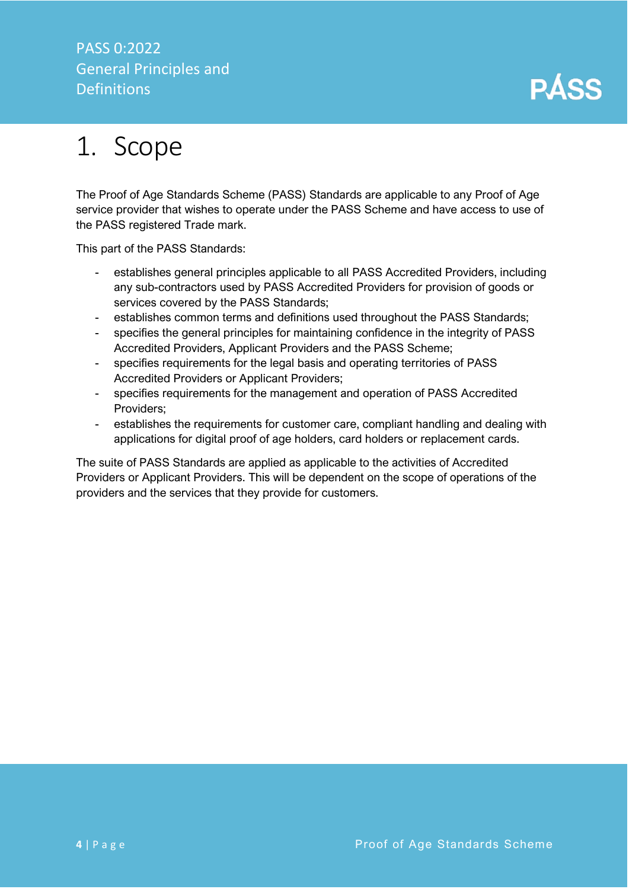# 1. Scope

The Proof of Age Standards Scheme (PASS) Standards are applicable to any Proof of Age service provider that wishes to operate under the PASS Scheme and have access to use of the PASS registered Trade mark.

This part of the PASS Standards:

- establishes general principles applicable to all PASS Accredited Providers, including any sub-contractors used by PASS Accredited Providers for provision of goods or services covered by the PASS Standards;
- establishes common terms and definitions used throughout the PASS Standards;
- specifies the general principles for maintaining confidence in the integrity of PASS Accredited Providers, Applicant Providers and the PASS Scheme;
- specifies requirements for the legal basis and operating territories of PASS Accredited Providers or Applicant Providers;
- specifies requirements for the management and operation of PASS Accredited Providers;
- establishes the requirements for customer care, compliant handling and dealing with applications for digital proof of age holders, card holders or replacement cards.

The suite of PASS Standards are applied as applicable to the activities of Accredited Providers or Applicant Providers. This will be dependent on the scope of operations of the providers and the services that they provide for customers.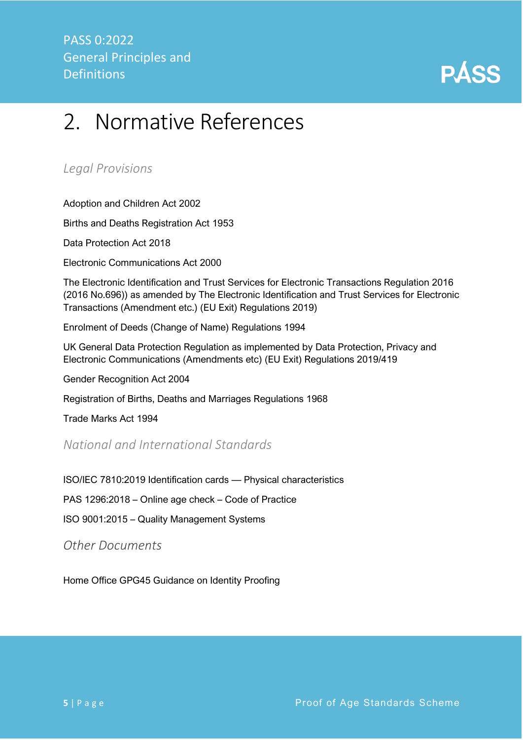# 2. Normative References

### *Legal Provisions*

Adoption and Children Act 2002

Births and Deaths Registration Act 1953

Data Protection Act 2018

Electronic Communications Act 2000

The Electronic Identification and Trust Services for Electronic Transactions Regulation 2016 (2016 No.696)) as amended by The Electronic Identification and Trust Services for Electronic Transactions (Amendment etc.) (EU Exit) Regulations 2019)

Enrolment of Deeds (Change of Name) Regulations 1994

UK General Data Protection Regulation as implemented by Data Protection, Privacy and Electronic Communications (Amendments etc) (EU Exit) Regulations 2019/419

Gender Recognition Act 2004

Registration of Births, Deaths and Marriages Regulations 1968

Trade Marks Act 1994

### *National and International Standards*

ISO/IEC 7810:2019 Identification cards — Physical characteristics

PAS 1296:2018 – Online age check – Code of Practice

ISO 9001:2015 – Quality Management Systems

### *Other Documents*

Home Office GPG45 Guidance on Identity Proofing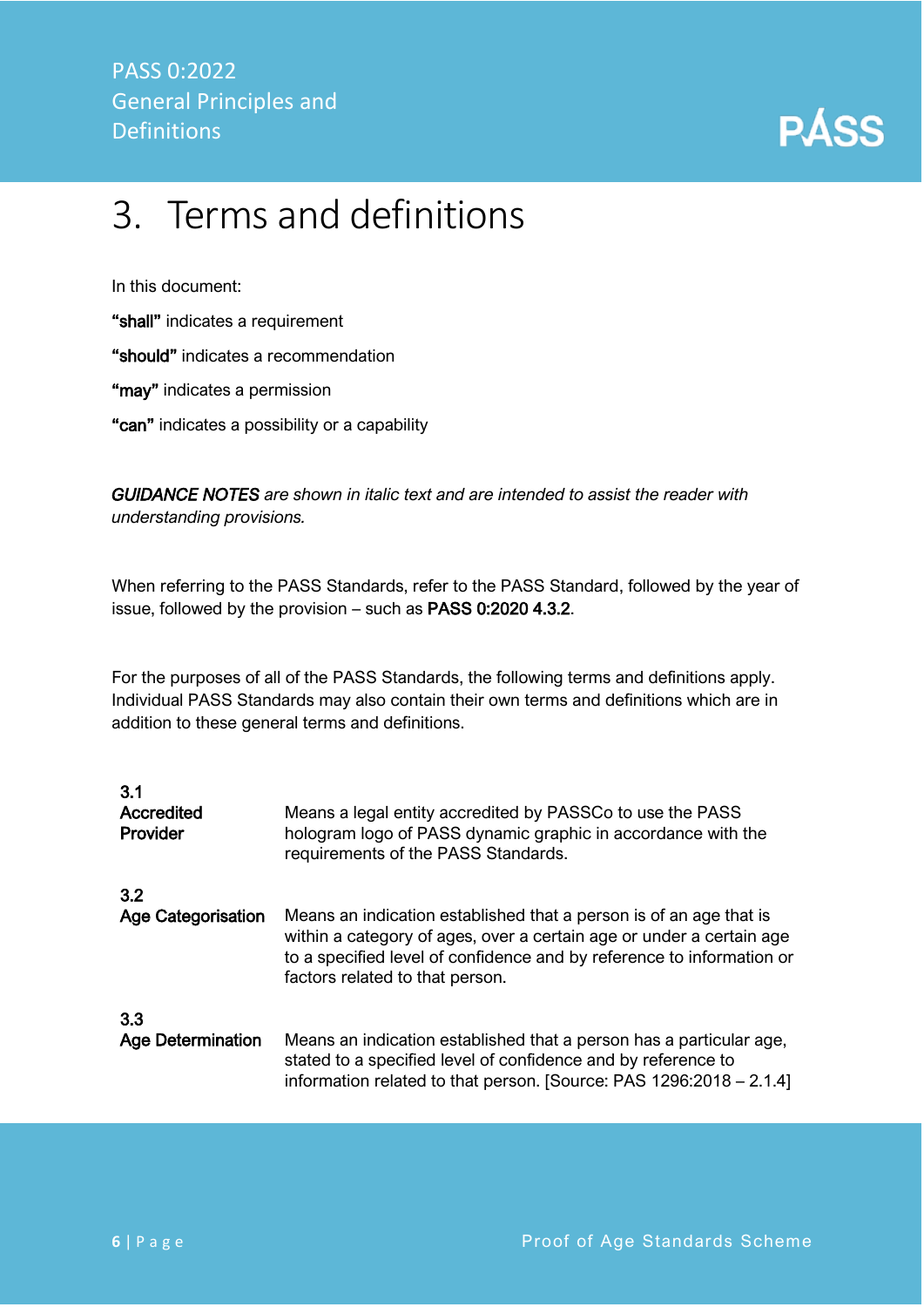# 3. Terms and definitions

In this document:

**"shall"** indicates a requirement

**"should"** indicates a recommendation

**"may"** indicates a permission

**"can"** indicates a possibility or a capability

***GUIDANCE NOTES*** *are shown in italic text and are intended to assist the reader with understanding provisions.*

When referring to the PASS Standards, refer to the PASS Standard, followed by the year of issue, followed by the provision – such as **PASS 0:2020 4.3.2**.

For the purposes of all of the PASS Standards, the following terms and definitions apply. Individual PASS Standards may also contain their own terms and definitions which are in addition to these general terms and definitions.

| | |
|---|---|
| **3.1**<br>**Accredited Provider** | Means a legal entity accredited by PASSCo to use the PASS hologram logo of PASS dynamic graphic in accordance with the requirements of the PASS Standards. |
| **3.2**<br>**Age Categorisation** | Means an indication established that a person is of an age that is within a category of ages, over a certain age or under a certain age to a specified level of confidence and by reference to information or factors related to that person. |
| **3.3**<br>**Age Determination** | Means an indication established that a person has a particular age, stated to a specified level of confidence and by reference to information related to that person. [Source: PAS 1296:2018 – 2.1.4] |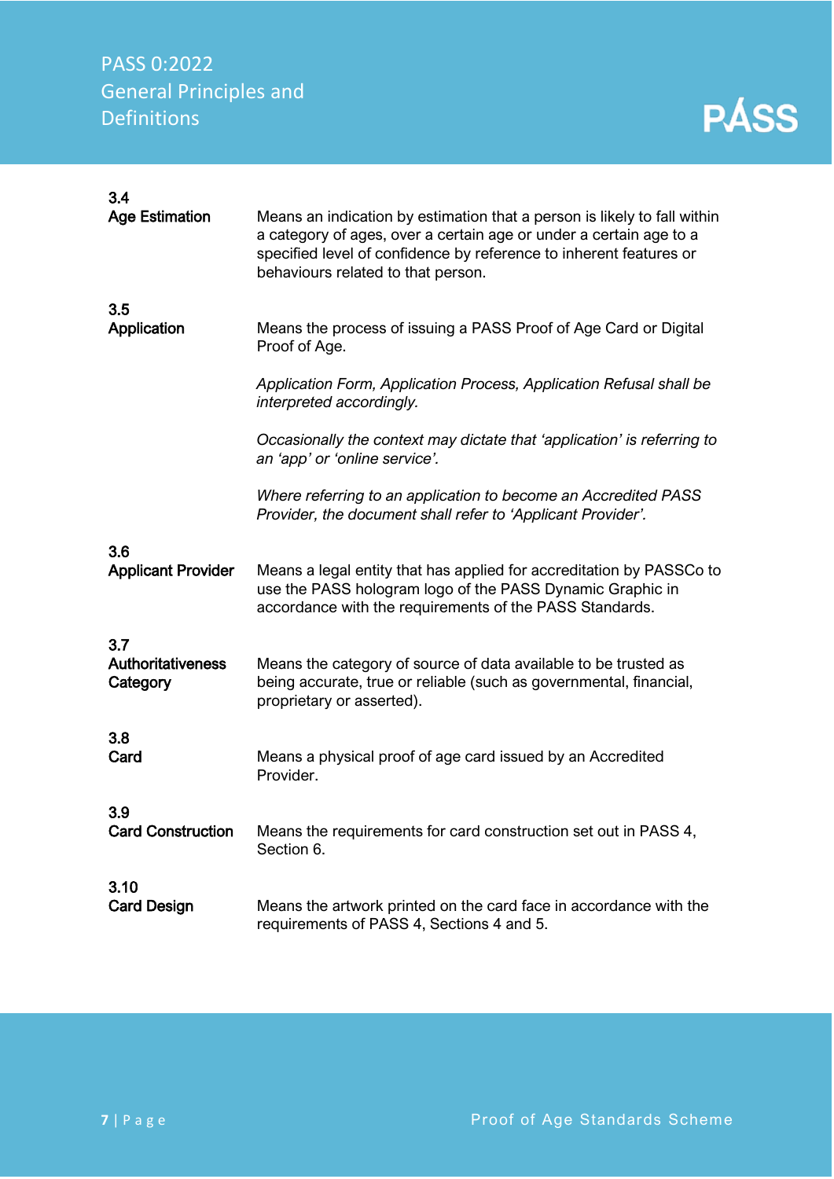**3.4**
**Age Estimation**

Means an indication by estimation that a person is likely to fall within a category of ages, over a certain age or under a certain age to a specified level of confidence by reference to inherent features or behaviours related to that person.

**3.5**
**Application**

Means the process of issuing a PASS Proof of Age Card or Digital Proof of Age.

*Application Form, Application Process, Application Refusal shall be interpreted accordingly.*

*Occasionally the context may dictate that 'application' is referring to an 'app' or 'online service'.*

*Where referring to an application to become an Accredited PASS Provider, the document shall refer to 'Applicant Provider'.*

**3.6**
**Applicant Provider**

Means a legal entity that has applied for accreditation by PASSCo to use the PASS hologram logo of the PASS Dynamic Graphic in accordance with the requirements of the PASS Standards.

**3.7**
**Authoritativeness Category**

Means the category of source of data available to be trusted as being accurate, true or reliable (such as governmental, financial, proprietary or asserted).

**3.8**
**Card**

Means a physical proof of age card issued by an Accredited Provider.

**3.9**
**Card Construction**

Means the requirements for card construction set out in PASS 4, Section 6.

**3.10**
**Card Design**

Means the artwork printed on the card face in accordance with the requirements of PASS 4, Sections 4 and 5.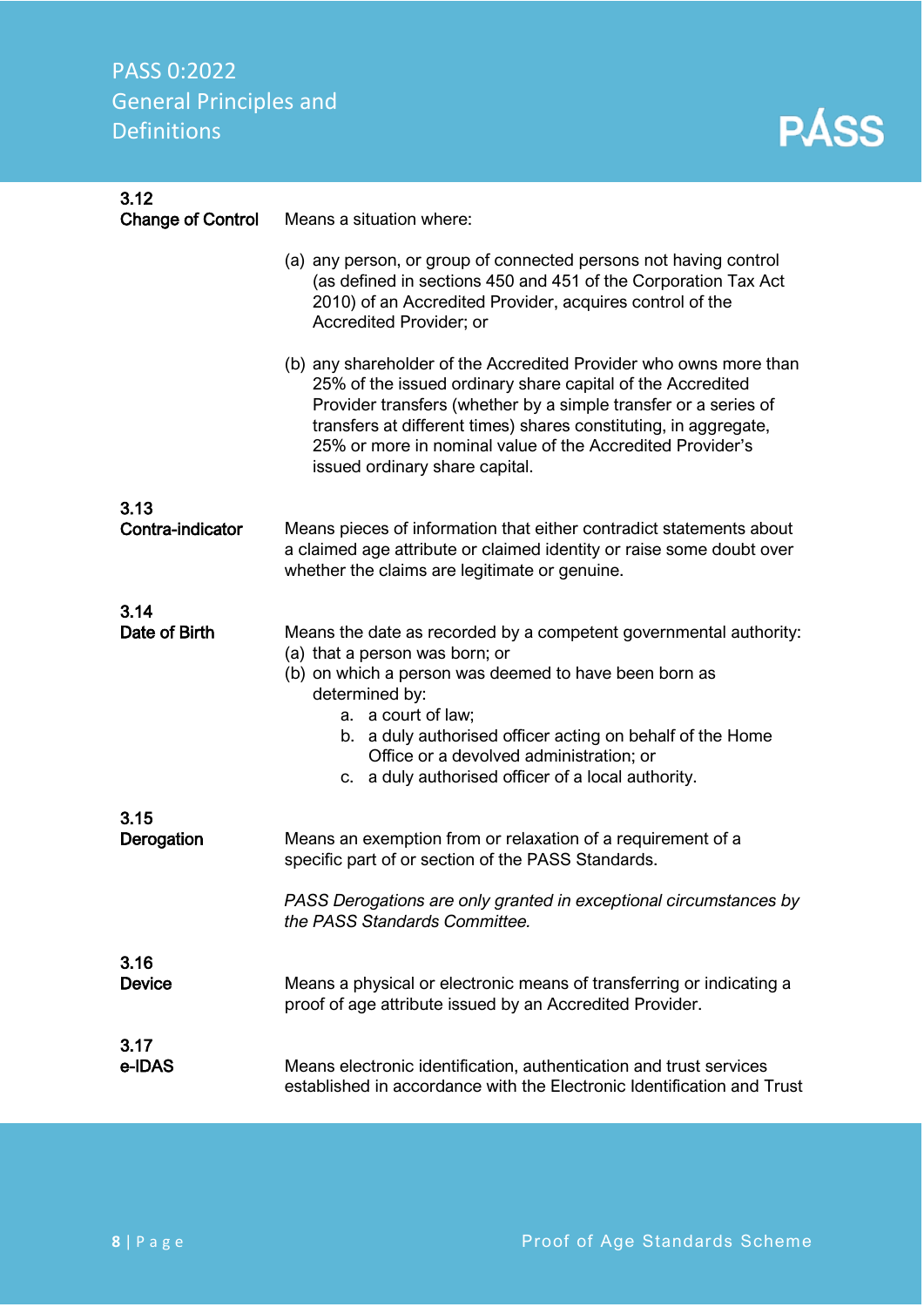**3.12**
**Change of Control**

Means a situation where:

(a) any person, or group of connected persons not having control (as defined in sections 450 and 451 of the Corporation Tax Act 2010) of an Accredited Provider, acquires control of the Accredited Provider; or

(b) any shareholder of the Accredited Provider who owns more than 25% of the issued ordinary share capital of the Accredited Provider transfers (whether by a simple transfer or a series of transfers at different times) shares constituting, in aggregate, 25% or more in nominal value of the Accredited Provider's issued ordinary share capital.

**3.13**
**Contra-indicator**

Means pieces of information that either contradict statements about a claimed age attribute or claimed identity or raise some doubt over whether the claims are legitimate or genuine.

**3.14**
**Date of Birth**

Means the date as recorded by a competent governmental authority:

(a) that a person was born; or
(b) on which a person was deemed to have been born as determined by:
   a. a court of law;
   b. a duly authorised officer acting on behalf of the Home Office or a devolved administration; or
   c. a duly authorised officer of a local authority.

**3.15**
**Derogation**

Means an exemption from or relaxation of a requirement of a specific part of or section of the PASS Standards.

*PASS Derogations are only granted in exceptional circumstances by the PASS Standards Committee.*

**3.16**
**Device**

Means a physical or electronic means of transferring or indicating a proof of age attribute issued by an Accredited Provider.

**3.17**
**e-IDAS**

Means electronic identification, authentication and trust services established in accordance with the Electronic Identification and Trust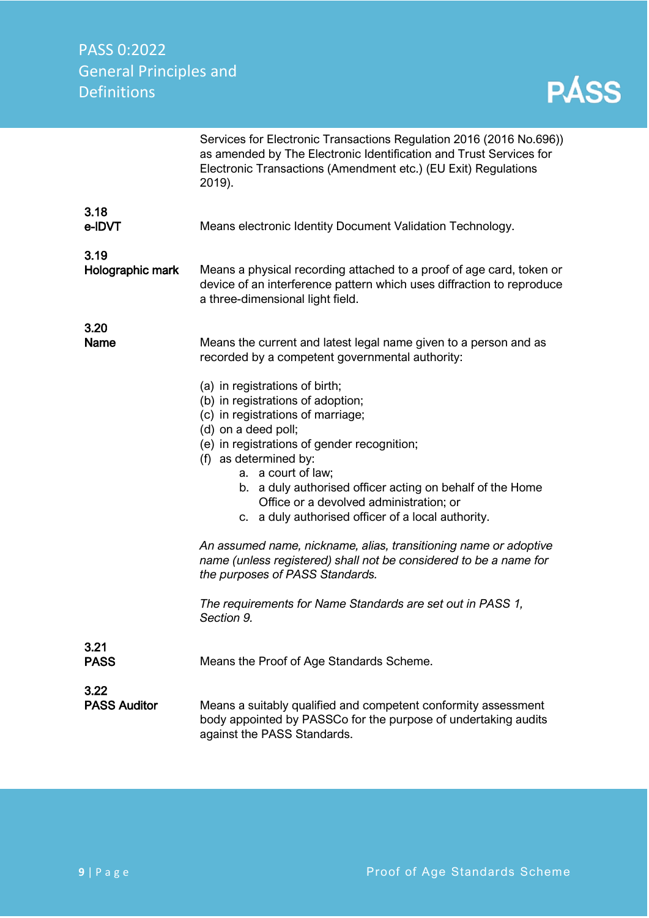Services for Electronic Transactions Regulation 2016 (2016 No.696)) as amended by The Electronic Identification and Trust Services for Electronic Transactions (Amendment etc.) (EU Exit) Regulations 2019).

**3.18**
**e-IDVT**

Means electronic Identity Document Validation Technology.

**3.19**
**Holographic mark**

Means a physical recording attached to a proof of age card, token or device of an interference pattern which uses diffraction to reproduce a three-dimensional light field.

**3.20**
**Name**

Means the current and latest legal name given to a person and as recorded by a competent governmental authority:

(a) in registrations of birth;
(b) in registrations of adoption;
(c) in registrations of marriage;
(d) on a deed poll;
(e) in registrations of gender recognition;
(f) as determined by:
  a. a court of law;
  b. a duly authorised officer acting on behalf of the Home Office or a devolved administration; or
  c. a duly authorised officer of a local authority.

*An assumed name, nickname, alias, transitioning name or adoptive name (unless registered) shall not be considered to be a name for the purposes of PASS Standards.*

*The requirements for Name Standards are set out in PASS 1, Section 9.*

**3.21**
**PASS**

Means the Proof of Age Standards Scheme.

**3.22**
**PASS Auditor**

Means a suitably qualified and competent conformity assessment body appointed by PASSCo for the purpose of undertaking audits against the PASS Standards.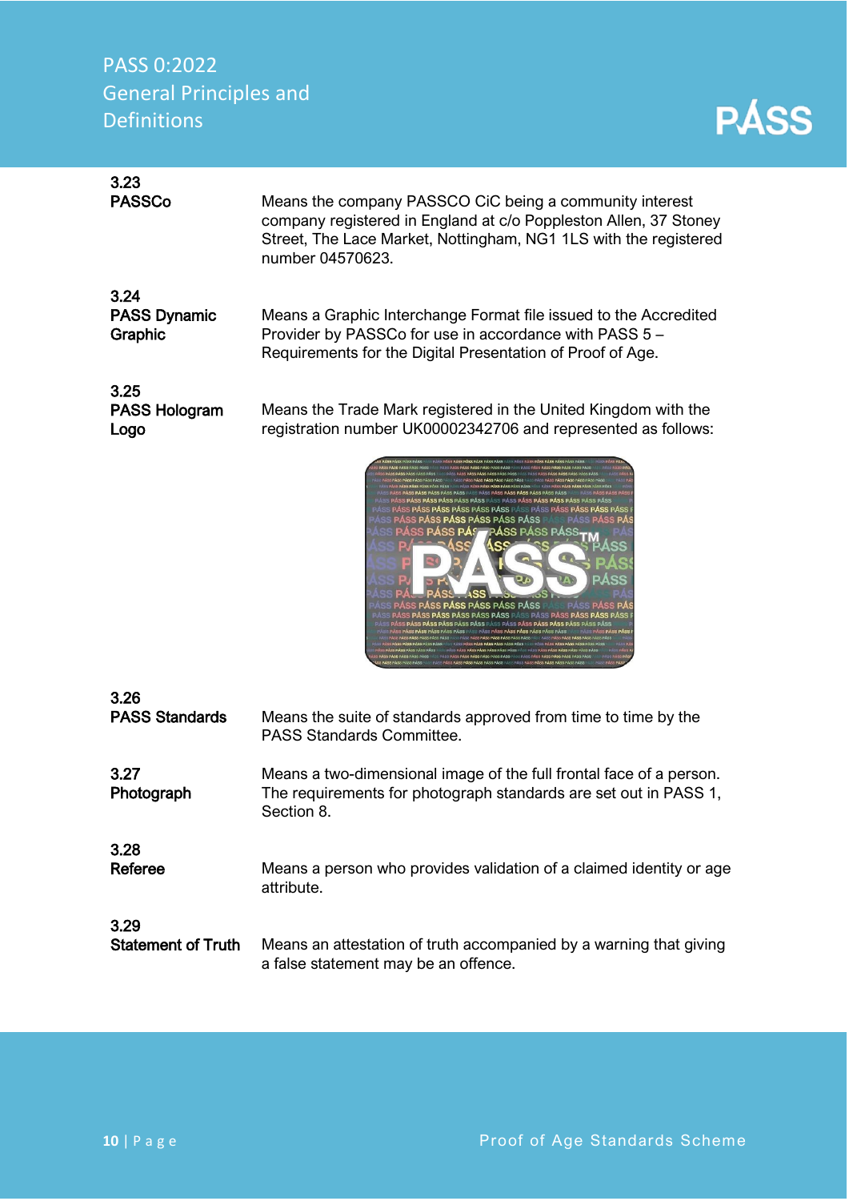**3.23**
**PASSCo**

Means the company PASSCO CiC being a community interest company registered in England at c/o Poppleston Allen, 37 Stoney Street, The Lace Market, Nottingham, NG1 1LS with the registered number 04570623.

**3.24**
**PASS Dynamic Graphic**

Means a Graphic Interchange Format file issued to the Accredited Provider by PASSCo for use in accordance with PASS 5 – Requirements for the Digital Presentation of Proof of Age.

**3.25**
**PASS Hologram Logo**

Means the Trade Mark registered in the United Kingdom with the registration number UK00002342706 and represented as follows:

**3.26**
**PASS Standards**

Means the suite of standards approved from time to time by the PASS Standards Committee.

**3.27**
**Photograph**

Means a two-dimensional image of the full frontal face of a person. The requirements for photograph standards are set out in PASS 1, Section 8.

**3.28**
**Referee**

Means a person who provides validation of a claimed identity or age attribute.

**3.29**
**Statement of Truth**

Means an attestation of truth accompanied by a warning that giving a false statement may be an offence.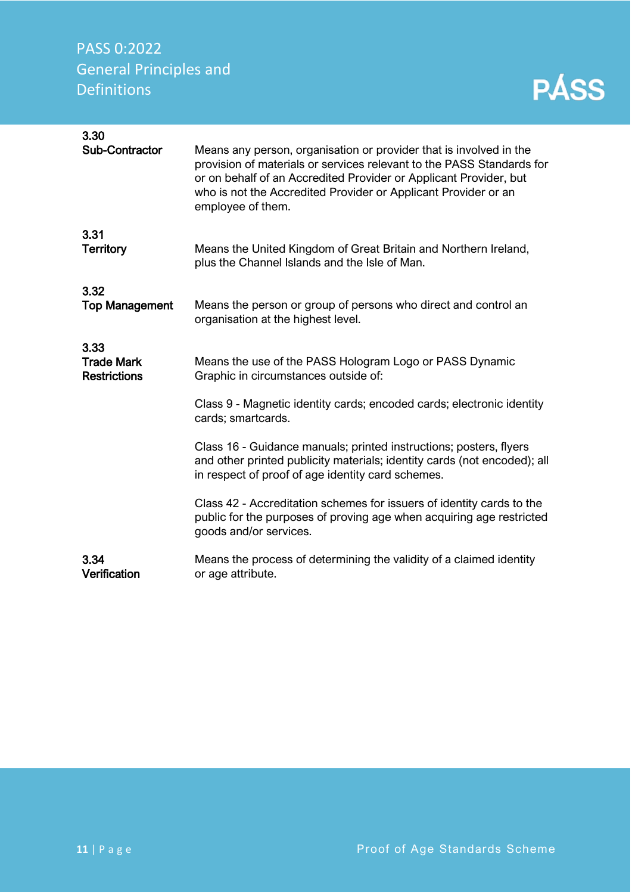**3.30**
**Sub-Contractor**

Means any person, organisation or provider that is involved in the provision of materials or services relevant to the PASS Standards for or on behalf of an Accredited Provider or Applicant Provider, but who is not the Accredited Provider or Applicant Provider or an employee of them.

**3.31**
**Territory**

Means the United Kingdom of Great Britain and Northern Ireland, plus the Channel Islands and the Isle of Man.

**3.32**
**Top Management**

Means the person or group of persons who direct and control an organisation at the highest level.

**3.33**
**Trade Mark Restrictions**

Means the use of the PASS Hologram Logo or PASS Dynamic Graphic in circumstances outside of:

Class 9 - Magnetic identity cards; encoded cards; electronic identity cards; smartcards.

Class 16 - Guidance manuals; printed instructions; posters, flyers and other printed publicity materials; identity cards (not encoded); all in respect of proof of age identity card schemes.

Class 42 - Accreditation schemes for issuers of identity cards to the public for the purposes of proving age when acquiring age restricted goods and/or services.

**3.34**
**Verification**

Means the process of determining the validity of a claimed identity or age attribute.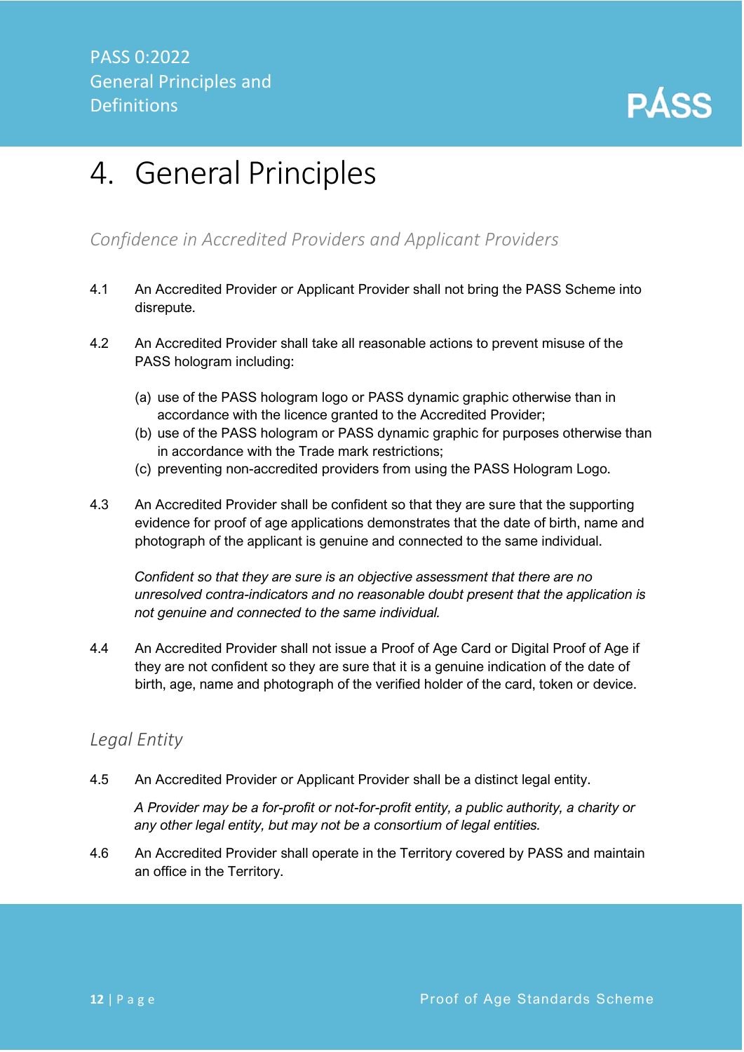# 4. General Principles

## *Confidence in Accredited Providers and Applicant Providers*

4.1 An Accredited Provider or Applicant Provider shall not bring the PASS Scheme into disrepute.

4.2 An Accredited Provider shall take all reasonable actions to prevent misuse of the PASS hologram including:

(a) use of the PASS hologram logo or PASS dynamic graphic otherwise than in accordance with the licence granted to the Accredited Provider;
(b) use of the PASS hologram or PASS dynamic graphic for purposes otherwise than in accordance with the Trade mark restrictions;
(c) preventing non-accredited providers from using the PASS Hologram Logo.

4.3 An Accredited Provider shall be confident so that they are sure that the supporting evidence for proof of age applications demonstrates that the date of birth, name and photograph of the applicant is genuine and connected to the same individual.

*Confident so that they are sure is an objective assessment that there are no unresolved contra-indicators and no reasonable doubt present that the application is not genuine and connected to the same individual.*

4.4 An Accredited Provider shall not issue a Proof of Age Card or Digital Proof of Age if they are not confident so they are sure that it is a genuine indication of the date of birth, age, name and photograph of the verified holder of the card, token or device.

## *Legal Entity*

4.5 An Accredited Provider or Applicant Provider shall be a distinct legal entity.

*A Provider may be a for-profit or not-for-profit entity, a public authority, a charity or any other legal entity, but may not be a consortium of legal entities.*

4.6 An Accredited Provider shall operate in the Territory covered by PASS and maintain an office in the Territory.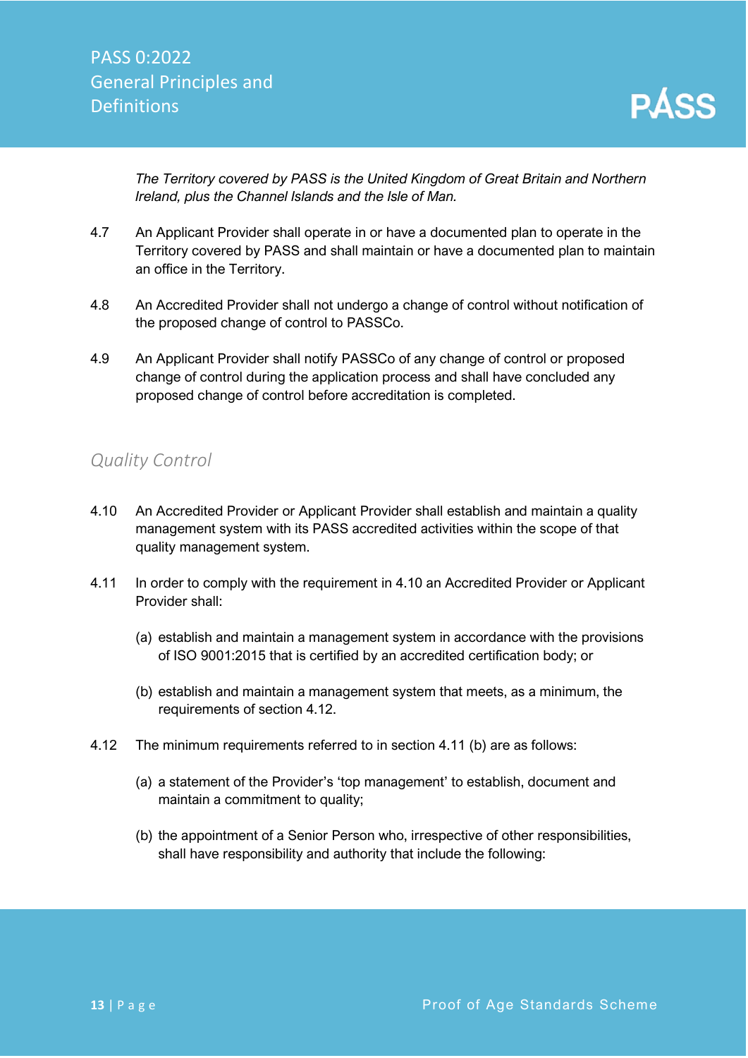*The Territory covered by PASS is the United Kingdom of Great Britain and Northern Ireland, plus the Channel Islands and the Isle of Man.*

4.7 An Applicant Provider shall operate in or have a documented plan to operate in the Territory covered by PASS and shall maintain or have a documented plan to maintain an office in the Territory.

4.8 An Accredited Provider shall not undergo a change of control without notification of the proposed change of control to PASSCo.

4.9 An Applicant Provider shall notify PASSCo of any change of control or proposed change of control during the application process and shall have concluded any proposed change of control before accreditation is completed.

## *Quality Control*

4.10 An Accredited Provider or Applicant Provider shall establish and maintain a quality management system with its PASS accredited activities within the scope of that quality management system.

4.11 In order to comply with the requirement in 4.10 an Accredited Provider or Applicant Provider shall:

(a) establish and maintain a management system in accordance with the provisions of ISO 9001:2015 that is certified by an accredited certification body; or

(b) establish and maintain a management system that meets, as a minimum, the requirements of section 4.12.

4.12 The minimum requirements referred to in section 4.11 (b) are as follows:

(a) a statement of the Provider's 'top management' to establish, document and maintain a commitment to quality;

(b) the appointment of a Senior Person who, irrespective of other responsibilities, shall have responsibility and authority that include the following: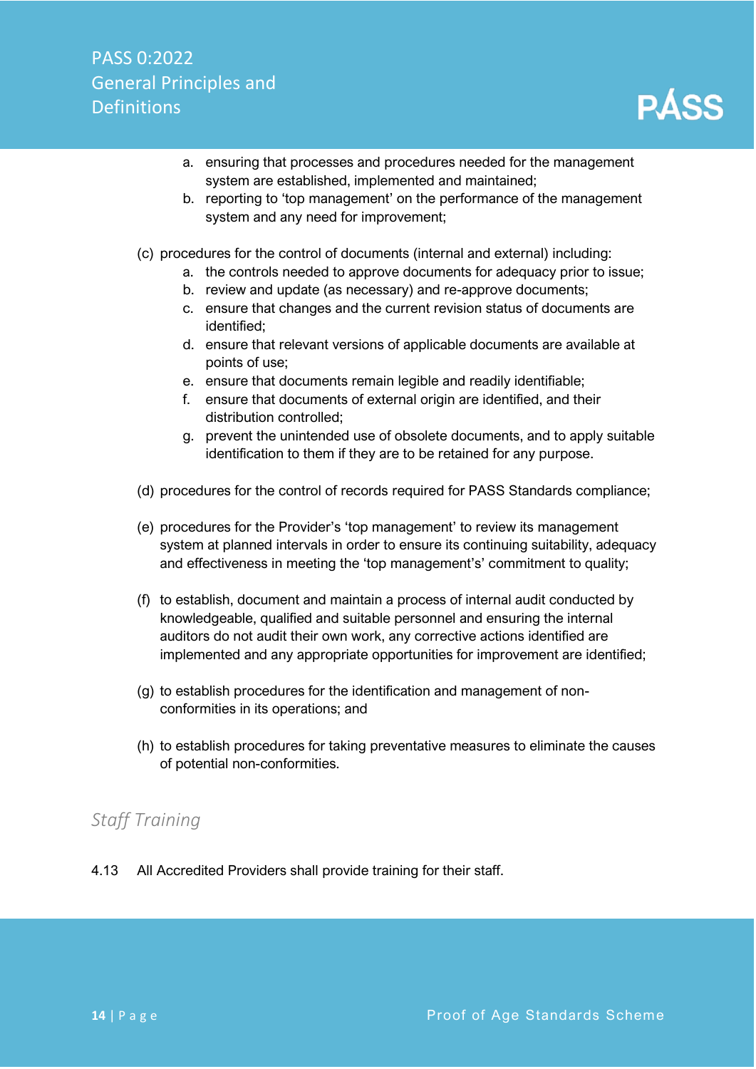a. ensuring that processes and procedures needed for the management system are established, implemented and maintained;
b. reporting to 'top management' on the performance of the management system and any need for improvement;

(c) procedures for the control of documents (internal and external) including:
   a. the controls needed to approve documents for adequacy prior to issue;
   b. review and update (as necessary) and re-approve documents;
   c. ensure that changes and the current revision status of documents are identified;
   d. ensure that relevant versions of applicable documents are available at points of use;
   e. ensure that documents remain legible and readily identifiable;
   f. ensure that documents of external origin are identified, and their distribution controlled;
   g. prevent the unintended use of obsolete documents, and to apply suitable identification to them if they are to be retained for any purpose.

(d) procedures for the control of records required for PASS Standards compliance;

(e) procedures for the Provider's 'top management' to review its management system at planned intervals in order to ensure its continuing suitability, adequacy and effectiveness in meeting the 'top management's' commitment to quality;

(f) to establish, document and maintain a process of internal audit conducted by knowledgeable, qualified and suitable personnel and ensuring the internal auditors do not audit their own work, any corrective actions identified are implemented and any appropriate opportunities for improvement are identified;

(g) to establish procedures for the identification and management of non-conformities in its operations; and

(h) to establish procedures for taking preventative measures to eliminate the causes of potential non-conformities.

## *Staff Training*

4.13 All Accredited Providers shall provide training for their staff.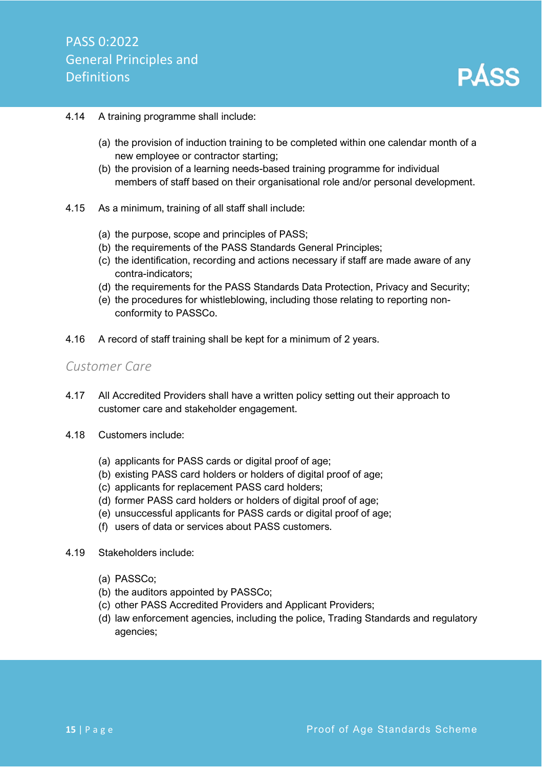4.14 A training programme shall include:

(a) the provision of induction training to be completed within one calendar month of a new employee or contractor starting;
(b) the provision of a learning needs-based training programme for individual members of staff based on their organisational role and/or personal development.

4.15 As a minimum, training of all staff shall include:

(a) the purpose, scope and principles of PASS;
(b) the requirements of the PASS Standards General Principles;
(c) the identification, recording and actions necessary if staff are made aware of any contra-indicators;
(d) the requirements for the PASS Standards Data Protection, Privacy and Security;
(e) the procedures for whistleblowing, including those relating to reporting non-conformity to PASSCo.

4.16 A record of staff training shall be kept for a minimum of 2 years.

## *Customer Care*

4.17 All Accredited Providers shall have a written policy setting out their approach to customer care and stakeholder engagement.

4.18 Customers include:

(a) applicants for PASS cards or digital proof of age;
(b) existing PASS card holders or holders of digital proof of age;
(c) applicants for replacement PASS card holders;
(d) former PASS card holders or holders of digital proof of age;
(e) unsuccessful applicants for PASS cards or digital proof of age;
(f) users of data or services about PASS customers.

4.19 Stakeholders include:

(a) PASSCo;
(b) the auditors appointed by PASSCo;
(c) other PASS Accredited Providers and Applicant Providers;
(d) law enforcement agencies, including the police, Trading Standards and regulatory agencies;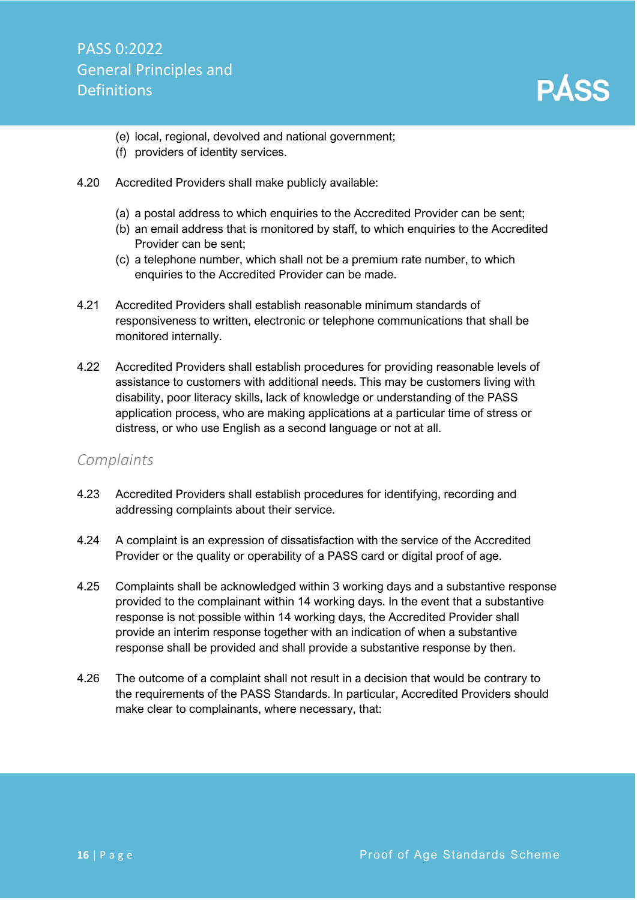(e) local, regional, devolved and national government;
(f) providers of identity services.

4.20 Accredited Providers shall make publicly available:

(a) a postal address to which enquiries to the Accredited Provider can be sent;
(b) an email address that is monitored by staff, to which enquiries to the Accredited Provider can be sent;
(c) a telephone number, which shall not be a premium rate number, to which enquiries to the Accredited Provider can be made.

4.21 Accredited Providers shall establish reasonable minimum standards of responsiveness to written, electronic or telephone communications that shall be monitored internally.

4.22 Accredited Providers shall establish procedures for providing reasonable levels of assistance to customers with additional needs. This may be customers living with disability, poor literacy skills, lack of knowledge or understanding of the PASS application process, who are making applications at a particular time of stress or distress, or who use English as a second language or not at all.

## *Complaints*

4.23 Accredited Providers shall establish procedures for identifying, recording and addressing complaints about their service.

4.24 A complaint is an expression of dissatisfaction with the service of the Accredited Provider or the quality or operability of a PASS card or digital proof of age.

4.25 Complaints shall be acknowledged within 3 working days and a substantive response provided to the complainant within 14 working days. In the event that a substantive response is not possible within 14 working days, the Accredited Provider shall provide an interim response together with an indication of when a substantive response shall be provided and shall provide a substantive response by then.

4.26 The outcome of a complaint shall not result in a decision that would be contrary to the requirements of the PASS Standards. In particular, Accredited Providers should make clear to complainants, where necessary, that: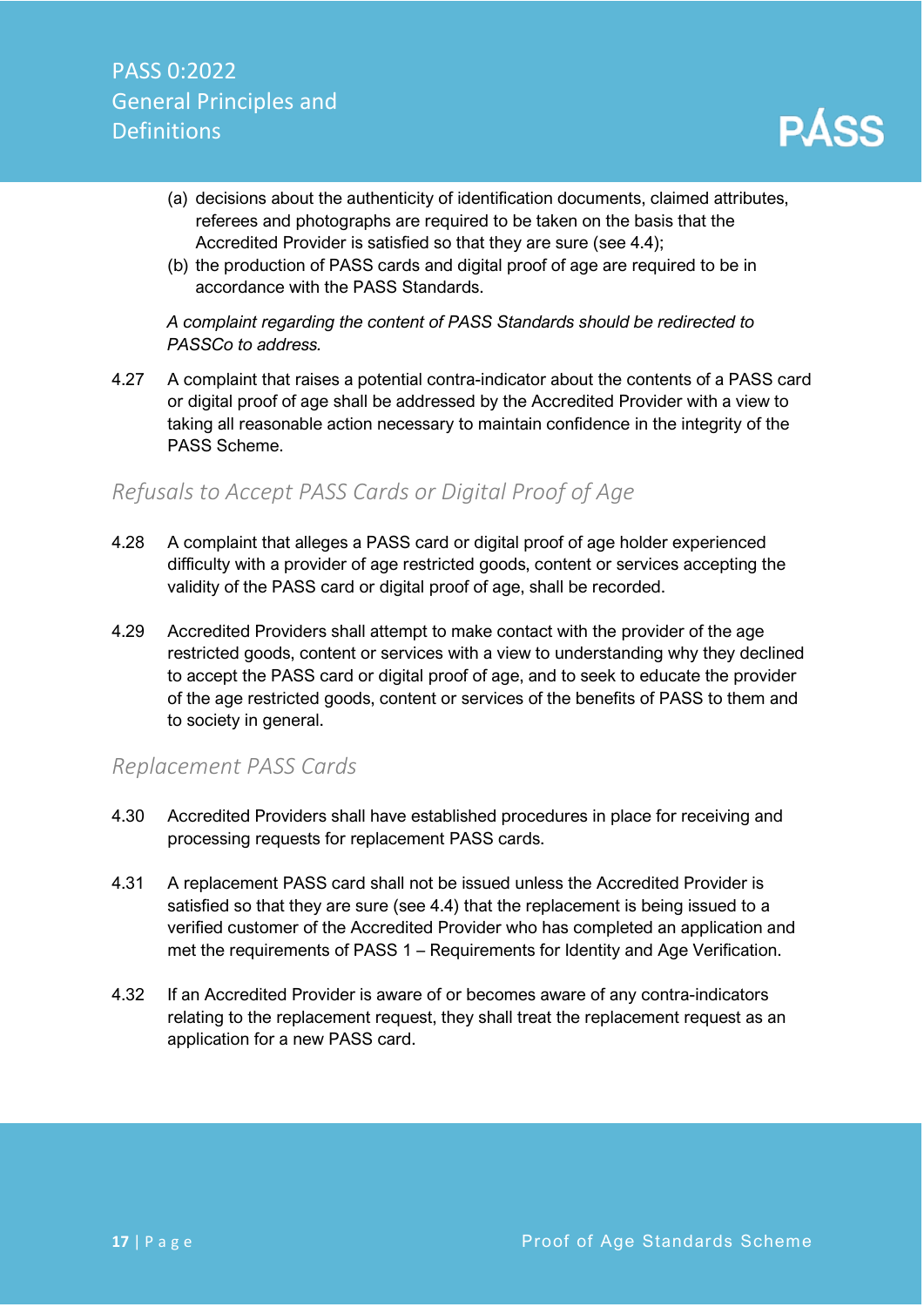(a) decisions about the authenticity of identification documents, claimed attributes, referees and photographs are required to be taken on the basis that the Accredited Provider is satisfied so that they are sure (see 4.4);

(b) the production of PASS cards and digital proof of age are required to be in accordance with the PASS Standards.

*A complaint regarding the content of PASS Standards should be redirected to PASSCo to address.*

4.27 A complaint that raises a potential contra-indicator about the contents of a PASS card or digital proof of age shall be addressed by the Accredited Provider with a view to taking all reasonable action necessary to maintain confidence in the integrity of the PASS Scheme.

## *Refusals to Accept PASS Cards or Digital Proof of Age*

4.28 A complaint that alleges a PASS card or digital proof of age holder experienced difficulty with a provider of age restricted goods, content or services accepting the validity of the PASS card or digital proof of age, shall be recorded.

4.29 Accredited Providers shall attempt to make contact with the provider of the age restricted goods, content or services with a view to understanding why they declined to accept the PASS card or digital proof of age, and to seek to educate the provider of the age restricted goods, content or services of the benefits of PASS to them and to society in general.

## *Replacement PASS Cards*

4.30 Accredited Providers shall have established procedures in place for receiving and processing requests for replacement PASS cards.

4.31 A replacement PASS card shall not be issued unless the Accredited Provider is satisfied so that they are sure (see 4.4) that the replacement is being issued to a verified customer of the Accredited Provider who has completed an application and met the requirements of PASS 1 – Requirements for Identity and Age Verification.

4.32 If an Accredited Provider is aware of or becomes aware of any contra-indicators relating to the replacement request, they shall treat the replacement request as an application for a new PASS card.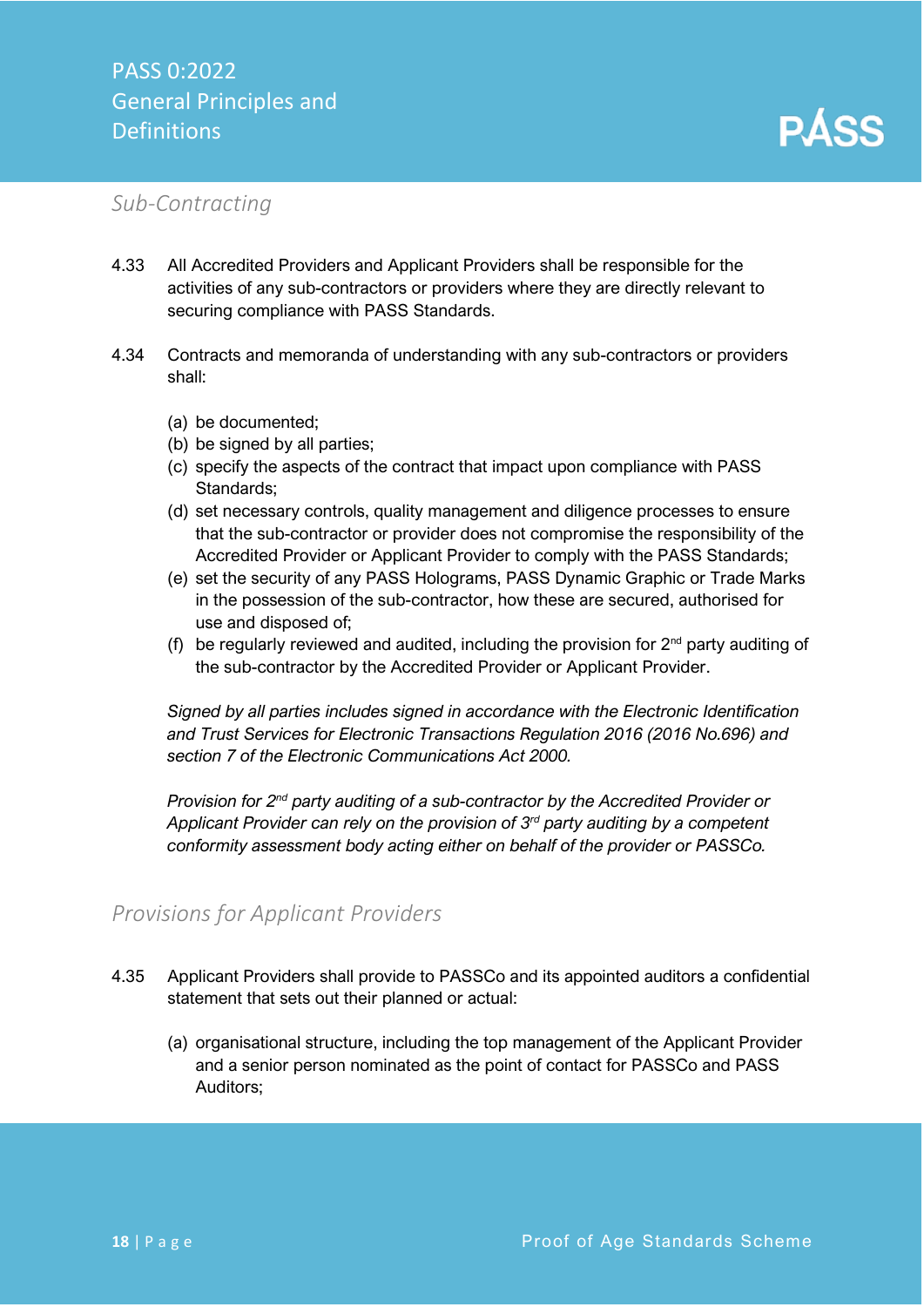## Sub-Contracting

4.33 All Accredited Providers and Applicant Providers shall be responsible for the activities of any sub-contractors or providers where they are directly relevant to securing compliance with PASS Standards.

4.34 Contracts and memoranda of understanding with any sub-contractors or providers shall:

(a) be documented;
(b) be signed by all parties;
(c) specify the aspects of the contract that impact upon compliance with PASS Standards;
(d) set necessary controls, quality management and diligence processes to ensure that the sub-contractor or provider does not compromise the responsibility of the Accredited Provider or Applicant Provider to comply with the PASS Standards;
(e) set the security of any PASS Holograms, PASS Dynamic Graphic or Trade Marks in the possession of the sub-contractor, how these are secured, authorised for use and disposed of;
(f) be regularly reviewed and audited, including the provision for 2nd party auditing of the sub-contractor by the Accredited Provider or Applicant Provider.

*Signed by all parties includes signed in accordance with the Electronic Identification and Trust Services for Electronic Transactions Regulation 2016 (2016 No.696) and section 7 of the Electronic Communications Act 2000.*

*Provision for 2nd party auditing of a sub-contractor by the Accredited Provider or Applicant Provider can rely on the provision of 3rd party auditing by a competent conformity assessment body acting either on behalf of the provider or PASSCo.*

## Provisions for Applicant Providers

4.35 Applicant Providers shall provide to PASSCo and its appointed auditors a confidential statement that sets out their planned or actual:

(a) organisational structure, including the top management of the Applicant Provider and a senior person nominated as the point of contact for PASSCo and PASS Auditors;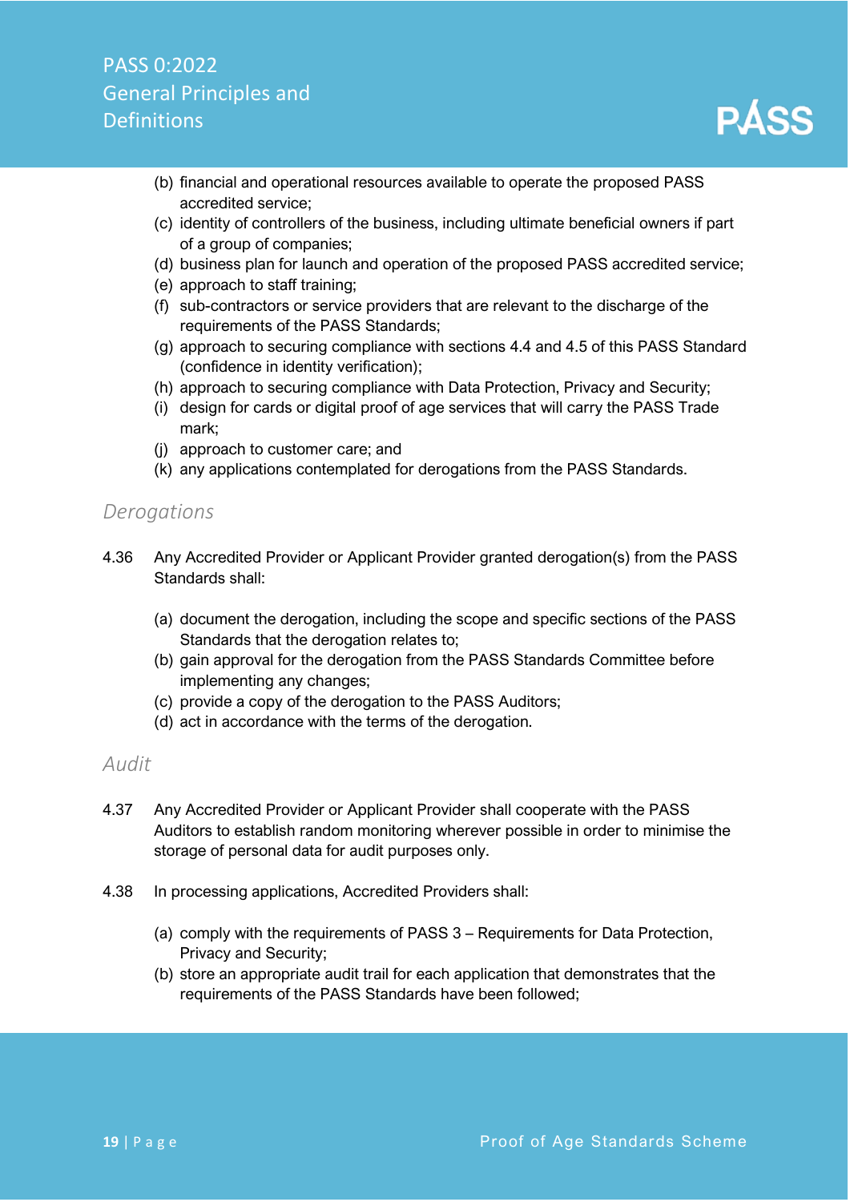(b) financial and operational resources available to operate the proposed PASS accredited service;
(c) identity of controllers of the business, including ultimate beneficial owners if part of a group of companies;
(d) business plan for launch and operation of the proposed PASS accredited service;
(e) approach to staff training;
(f) sub-contractors or service providers that are relevant to the discharge of the requirements of the PASS Standards;
(g) approach to securing compliance with sections 4.4 and 4.5 of this PASS Standard (confidence in identity verification);
(h) approach to securing compliance with Data Protection, Privacy and Security;
(i) design for cards or digital proof of age services that will carry the PASS Trade mark;
(j) approach to customer care; and
(k) any applications contemplated for derogations from the PASS Standards.

## *Derogations*

4.36 Any Accredited Provider or Applicant Provider granted derogation(s) from the PASS Standards shall:

(a) document the derogation, including the scope and specific sections of the PASS Standards that the derogation relates to;
(b) gain approval for the derogation from the PASS Standards Committee before implementing any changes;
(c) provide a copy of the derogation to the PASS Auditors;
(d) act in accordance with the terms of the derogation.

## *Audit*

4.37 Any Accredited Provider or Applicant Provider shall cooperate with the PASS Auditors to establish random monitoring wherever possible in order to minimise the storage of personal data for audit purposes only.

4.38 In processing applications, Accredited Providers shall:

(a) comply with the requirements of PASS 3 – Requirements for Data Protection, Privacy and Security;
(b) store an appropriate audit trail for each application that demonstrates that the requirements of the PASS Standards have been followed;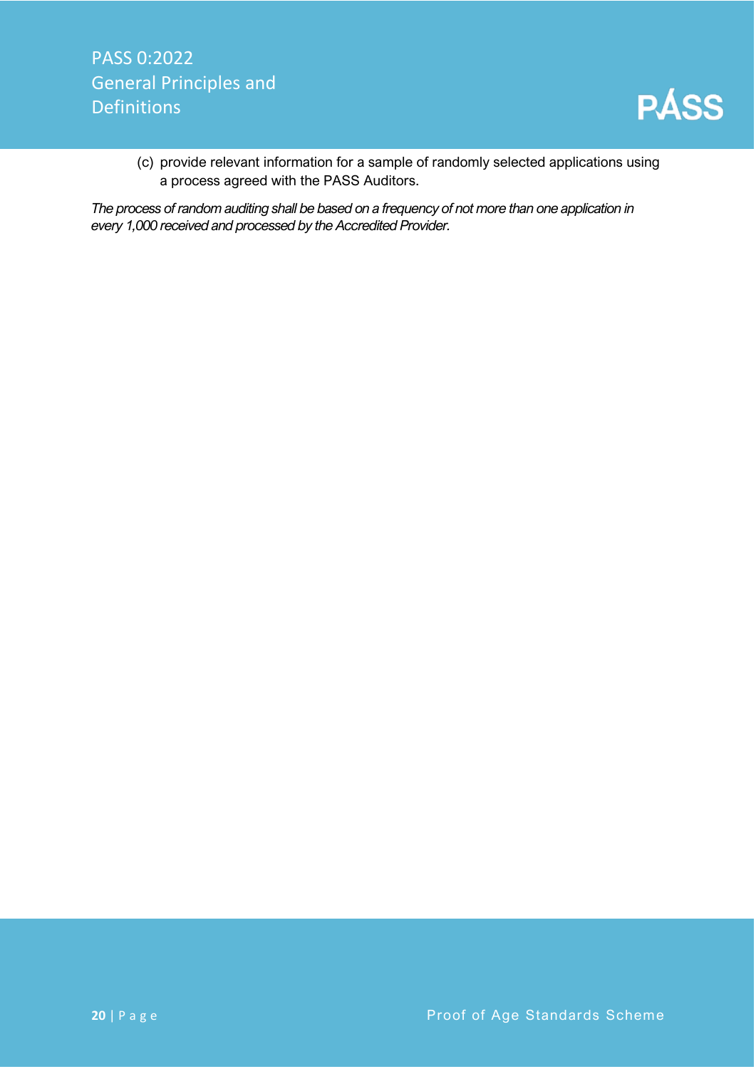(c) provide relevant information for a sample of randomly selected applications using a process agreed with the PASS Auditors.

*The process of random auditing shall be based on a frequency of not more than one application in every 1,000 received and processed by the Accredited Provider.*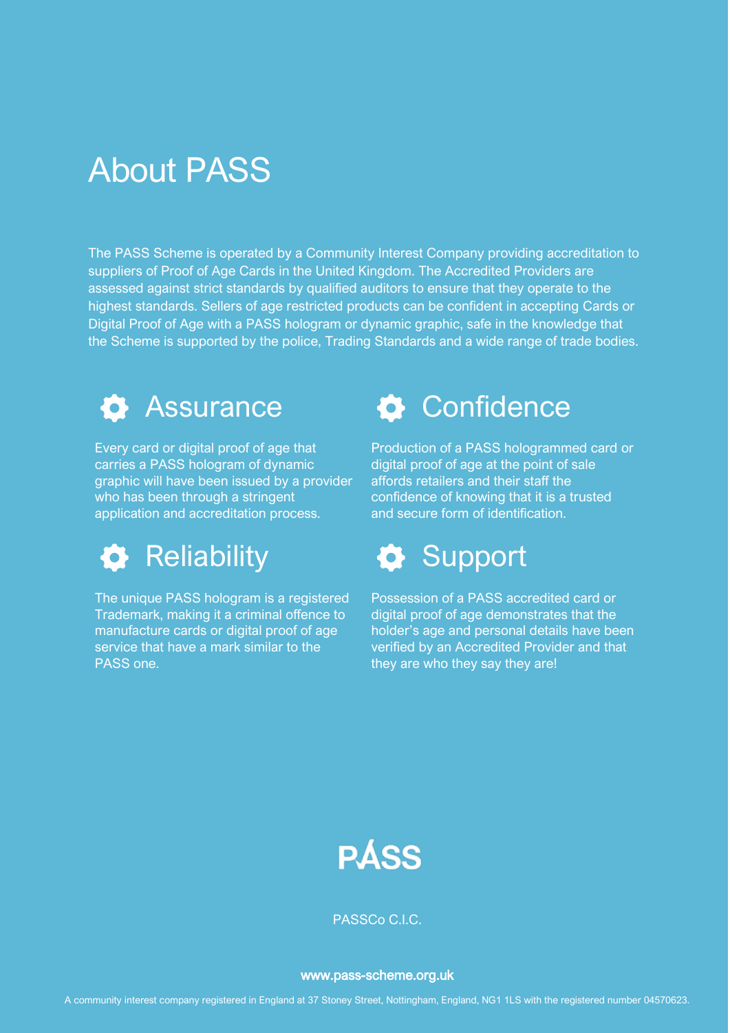# About PASS

The PASS Scheme is operated by a Community Interest Company providing accreditation to suppliers of Proof of Age Cards in the United Kingdom. The Accredited Providers are assessed against strict standards by qualified auditors to ensure that they operate to the highest standards. Sellers of age restricted products can be confident in accepting Cards or Digital Proof of Age with a PASS hologram or dynamic graphic, safe in the knowledge that the Scheme is supported by the police, Trading Standards and a wide range of trade bodies.

## Assurance

Every card or digital proof of age that carries a PASS hologram of dynamic graphic will have been issued by a provider who has been through a stringent application and accreditation process.

## Confidence

Production of a PASS hologrammed card or digital proof of age at the point of sale affords retailers and their staff the confidence of knowing that it is a trusted and secure form of identification.

## Reliability

The unique PASS hologram is a registered Trademark, making it a criminal offence to manufacture cards or digital proof of age service that have a mark similar to the PASS one.

## Support

Possession of a PASS accredited card or digital proof of age demonstrates that the holder's age and personal details have been verified by an Accredited Provider and that they are who they say they are!

PASS

PASSCo C.I.C.

www.pass-scheme.org.uk

A community interest company registered in England at 37 Stoney Street, Nottingham, England, NG1 1LS with the registered number 04570623.